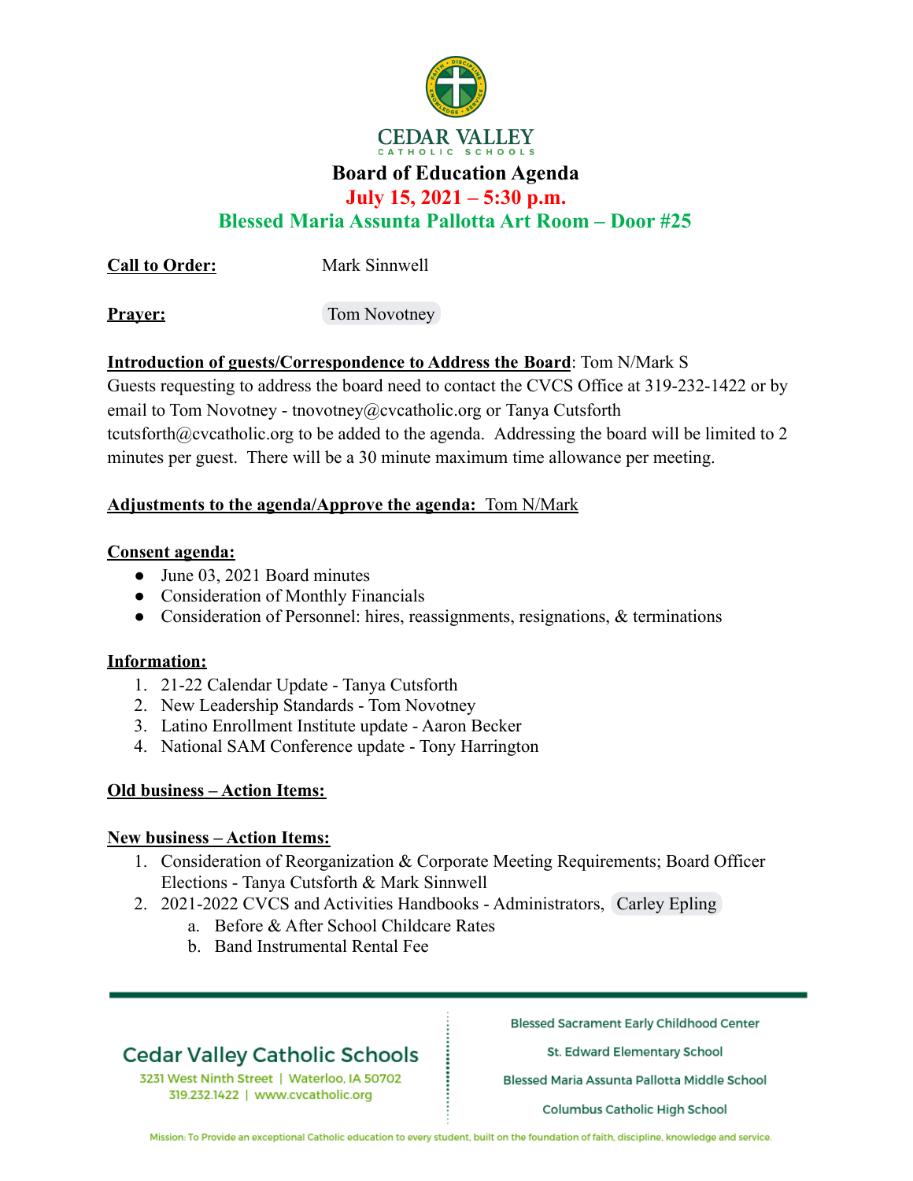# CEDAR VALLEY
CATHOLIC SCHOOLS

## Board of Education Agenda
**July 15, 2021 – 5:30 p.m.**
**Blessed Maria Assunta Pallotta Art Room – Door #25**

**Call to Order:** Mark Sinnwell

**Prayer:** Tom Novotney

**Introduction of guests/Correspondence to Address the Board**: Tom N/Mark S
Guests requesting to address the board need to contact the CVCS Office at 319-232-1422 or by email to Tom Novotney - tnovotney@cvcatholic.org or Tanya Cutsforth tcutsforth@cvcatholic.org to be added to the agenda. Addressing the board will be limited to 2 minutes per guest. There will be a 30 minute maximum time allowance per meeting.

**Adjustments to the agenda/Approve the agenda:** Tom N/Mark

**Consent agenda:**
- June 03, 2021 Board minutes
- Consideration of Monthly Financials
- Consideration of Personnel: hires, reassignments, resignations, & terminations

**Information:**
1. 21-22 Calendar Update - Tanya Cutsforth
2. New Leadership Standards - Tom Novotney
3. Latino Enrollment Institute update - Aaron Becker
4. National SAM Conference update - Tony Harrington

**Old business – Action Items:**

**New business – Action Items:**
1. Consideration of Reorganization & Corporate Meeting Requirements; Board Officer Elections - Tanya Cutsforth & Mark Sinnwell
2. 2021-2022 CVCS and Activities Handbooks - Administrators, Carley Epling
   a. Before & After School Childcare Rates
   b. Band Instrumental Rental Fee

Cedar Valley Catholic Schools
3231 West Ninth Street | Waterloo, IA 50702
319.232.1422 | www.cvcatholic.org

Blessed Sacrament Early Childhood Center
St. Edward Elementary School
Blessed Maria Assunta Pallotta Middle School
Columbus Catholic High School

Mission: To Provide an exceptional Catholic education to every student, built on the foundation of faith, discipline, knowledge and service.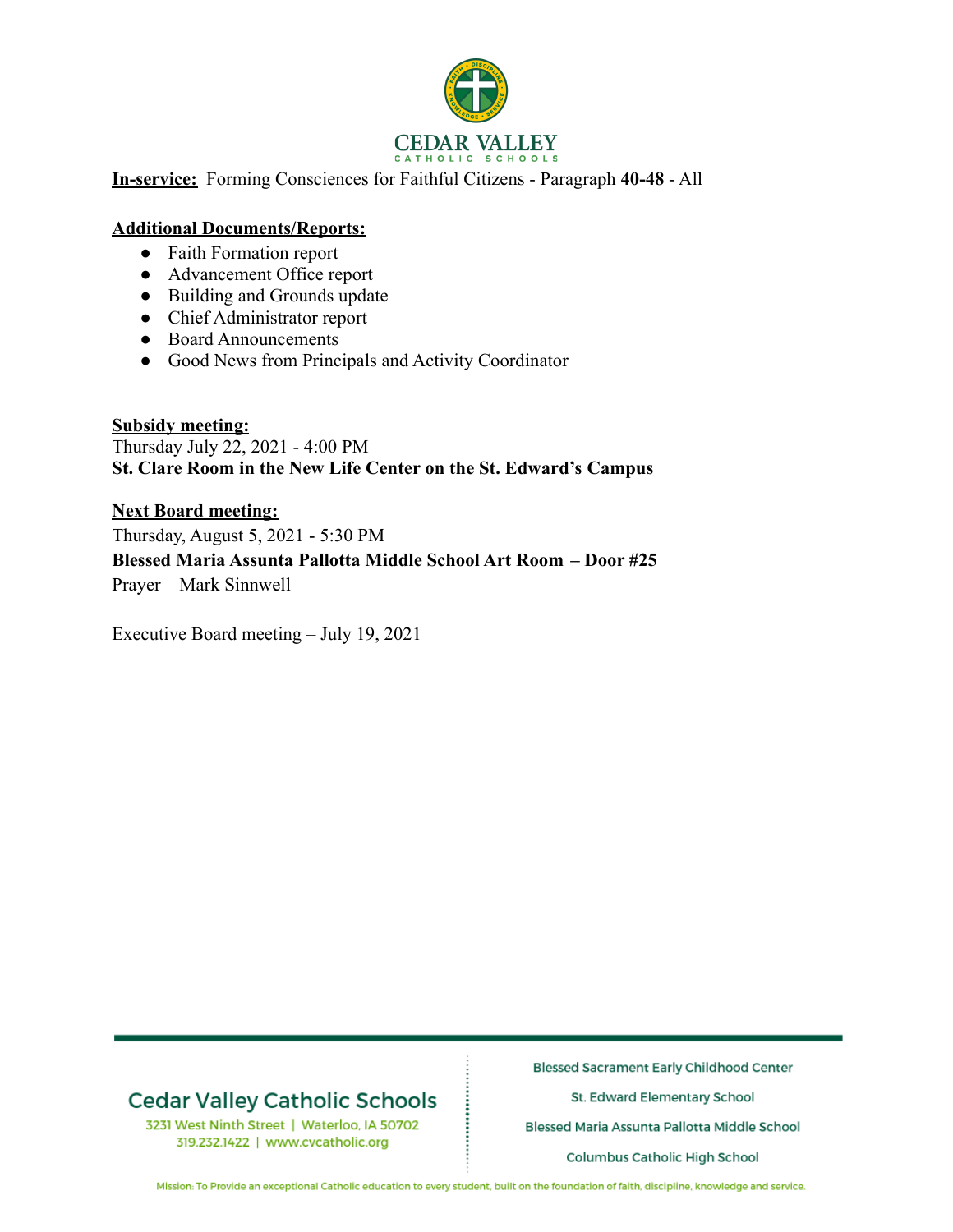**In-service:** Forming Consciences for Faithful Citizens - Paragraph **40-48** - All

**Additional Documents/Reports:**

- Faith Formation report
- Advancement Office report
- Building and Grounds update
- Chief Administrator report
- Board Announcements
- Good News from Principals and Activity Coordinator

**Subsidy meeting:**
Thursday July 22, 2021 - 4:00 PM
**St. Clare Room in the New Life Center on the St. Edward's Campus**

**Next Board meeting:**
Thursday, August 5, 2021 - 5:30 PM
**Blessed Maria Assunta Pallotta Middle School Art Room – Door #25**
Prayer – Mark Sinnwell

Executive Board meeting – July 19, 2021